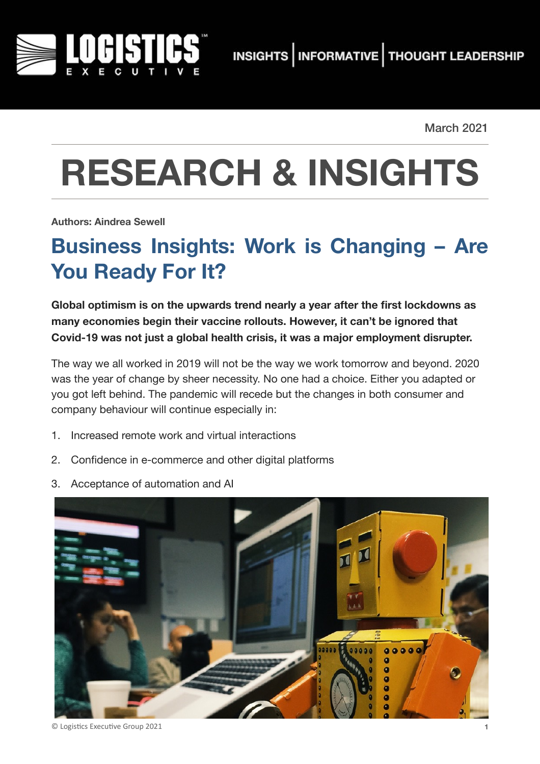March 2021

# RESEARCH & INSIGHTS

**Authors: Aindrea Sewell**

## Business Insights: Work is Changing – Are You Ready For It?

**Global optimism is on the upwards trend nearly a year after the first lockdowns as many economies begin their vaccine rollouts. However, it can't be ignored that Covid-19 was not just a global health crisis, it was a major employment disrupter.**

The way we all worked in 2019 will not be the way we work tomorrow and beyond. 2020 was the year of change by sheer necessity. No one had a choice. Either you adapted or you got left behind. The pandemic will recede but the changes in both consumer and company behaviour will continue especially in:

1. Increased remote work and virtual interactions
2. Confidence in e-commerce and other digital platforms
3. Acceptance of automation and AI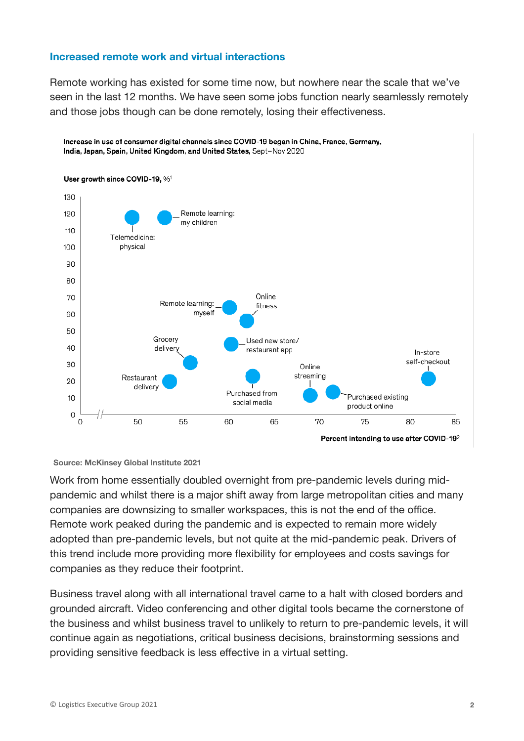### Increased remote work and virtual interactions

Remote working has existed for some time now, but nowhere near the scale that we've seen in the last 12 months. We have seen some jobs function nearly seamlessly remotely and those jobs though can be done remotely, losing their effectiveness.

**Increase in use of consumer digital channels since COVID-19 began in China, France, Germany, India, Japan, Spain, United Kingdom, and United States,** Sept–Nov 2020

**User growth since COVID-19, %**[1]

**Percent intending to use after COVID-19**[2]

**Source: McKinsey Global Institute 2021**

Work from home essentially doubled overnight from pre-pandemic levels during mid-pandemic and whilst there is a major shift away from large metropolitan cities and many companies are downsizing to smaller workspaces, this is not the end of the office. Remote work peaked during the pandemic and is expected to remain more widely adopted than pre-pandemic levels, but not quite at the mid-pandemic peak. Drivers of this trend include more providing more flexibility for employees and costs savings for companies as they reduce their footprint.

Business travel along with all international travel came to a halt with closed borders and grounded aircraft. Video conferencing and other digital tools became the cornerstone of the business and whilst business travel to unlikely to return to pre-pandemic levels, it will continue again as negotiations, critical business decisions, brainstorming sessions and providing sensitive feedback is less effective in a virtual setting.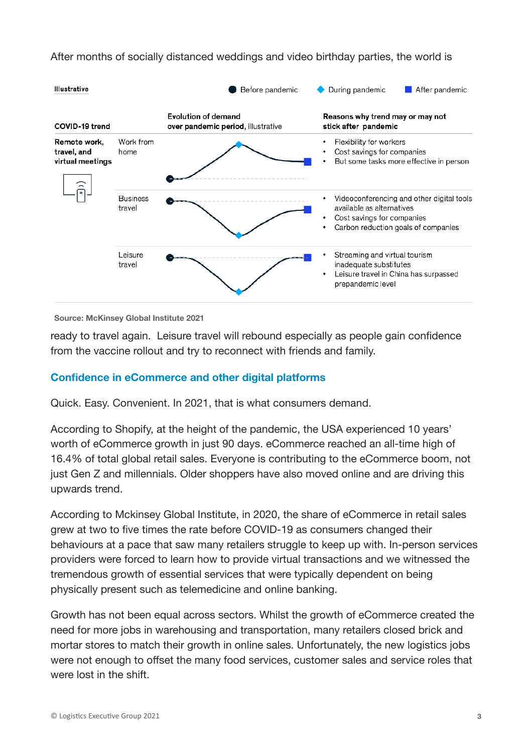After months of socially distanced weddings and video birthday parties, the world is ready to travel again. Leisure travel will rebound especially as people gain confidence from the vaccine rollout and try to reconnect with friends and family.

Illustrative

● Before pandemic ◆ During pandemic ■ After pandemic

| COVID-19 trend | | Evolution of demand over pandemic period, illustrative | Reasons why trend may or may not stick after pandemic |
|---|---|---|---|
| Remote work, travel, and virtual meetings | Work from home | | • Flexibility for workers<br>• Cost savings for companies<br>• But some tasks more effective in person |
| | Business travel | | • Videoconferencing and other digital tools available as alternatives<br>• Cost savings for companies<br>• Carbon reduction goals of companies |
| | Leisure travel | | • Streaming and virtual tourism inadequate substitutes<br>• Leisure travel in China has surpassed prepandemic level |

Source: McKinsey Global Institute 2021

## Confidence in eCommerce and other digital platforms

Quick. Easy. Convenient. In 2021, that is what consumers demand.

According to Shopify, at the height of the pandemic, the USA experienced 10 years' worth of eCommerce growth in just 90 days. eCommerce reached an all-time high of 16.4% of total global retail sales. Everyone is contributing to the eCommerce boom, not just Gen Z and millennials. Older shoppers have also moved online and are driving this upwards trend.

According to Mckinsey Global Institute, in 2020, the share of eCommerce in retail sales grew at two to five times the rate before COVID-19 as consumers changed their behaviours at a pace that saw many retailers struggle to keep up with. In-person services providers were forced to learn how to provide virtual transactions and we witnessed the tremendous growth of essential services that were typically dependent on being physically present such as telemedicine and online banking.

Growth has not been equal across sectors. Whilst the growth of eCommerce created the need for more jobs in warehousing and transportation, many retailers closed brick and mortar stores to match their growth in online sales. Unfortunately, the new logistics jobs were not enough to offset the many food services, customer sales and service roles that were lost in the shift.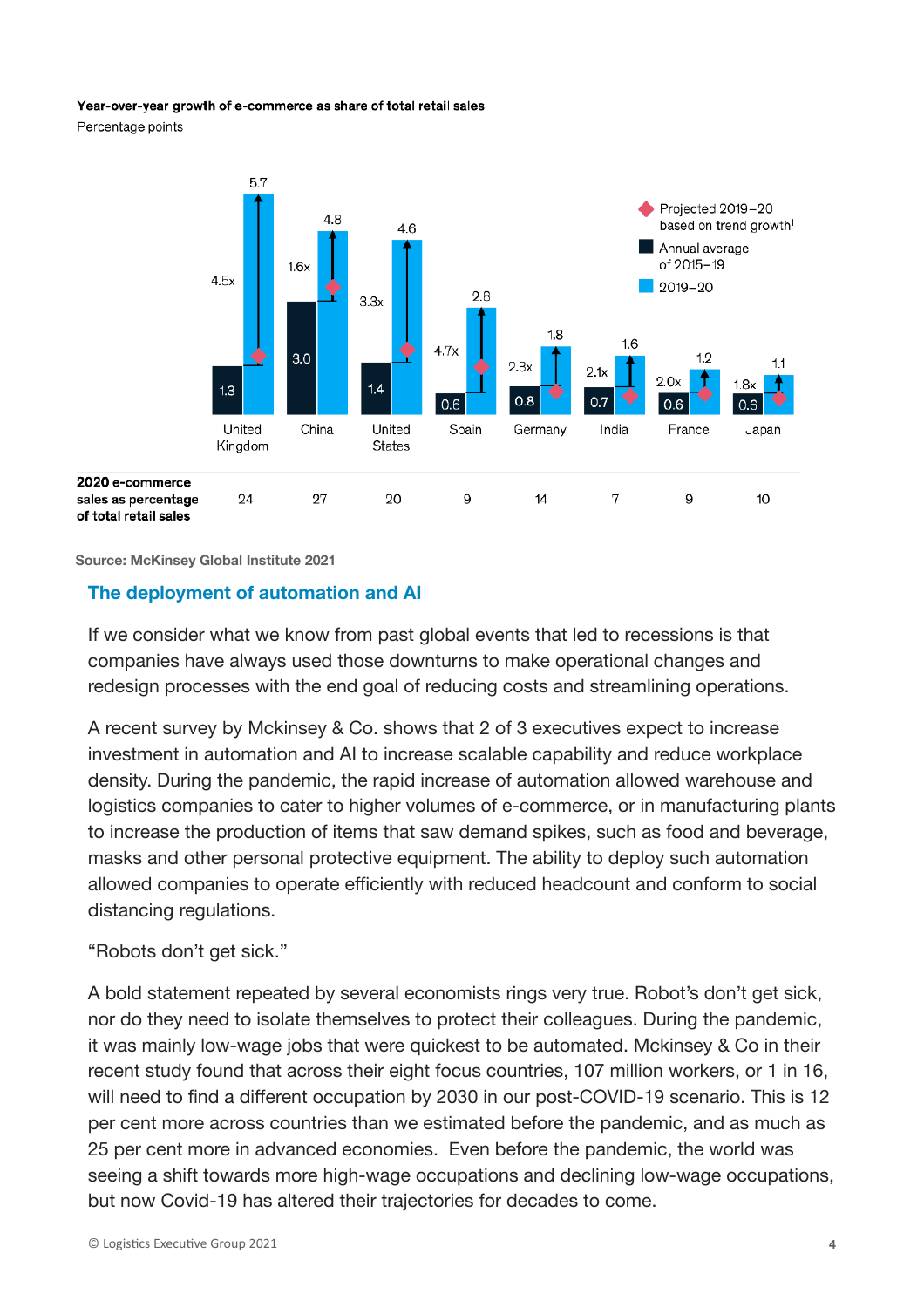**Year-over-year growth of e-commerce as share of total retail sales**

Percentage points

| | United Kingdom | China | United States | Spain | Germany | India | France | Japan |
|---|---|---|---|---|---|---|---|---|
| Annual average of 2015–19 | 1.3 | 3.0 | 1.4 | 0.6 | 0.8 | 0.7 | 0.6 | 0.6 |
| 2019–20 | 5.7 | 4.8 | 4.6 | 2.8 | 1.8 | 1.6 | 1.2 | 1.1 |
| Multiple | 4.5x | 1.6x | 3.3x | 4.7x | 2.3x | 2.1x | 2.0x | 1.8x |
| 2020 e-commerce sales as percentage of total retail sales | 24 | 27 | 20 | 9 | 14 | 7 | 9 | 10 |

Projected 2019–20 based on trend growth[1]

Source: McKinsey Global Institute 2021

## The deployment of automation and AI

If we consider what we know from past global events that led to recessions is that companies have always used those downturns to make operational changes and redesign processes with the end goal of reducing costs and streamlining operations.

A recent survey by Mckinsey & Co. shows that 2 of 3 executives expect to increase investment in automation and AI to increase scalable capability and reduce workplace density. During the pandemic, the rapid increase of automation allowed warehouse and logistics companies to cater to higher volumes of e-commerce, or in manufacturing plants to increase the production of items that saw demand spikes, such as food and beverage, masks and other personal protective equipment. The ability to deploy such automation allowed companies to operate efficiently with reduced headcount and conform to social distancing regulations.

"Robots don't get sick."

A bold statement repeated by several economists rings very true. Robot's don't get sick, nor do they need to isolate themselves to protect their colleagues. During the pandemic, it was mainly low-wage jobs that were quickest to be automated. Mckinsey & Co in their recent study found that across their eight focus countries, 107 million workers, or 1 in 16, will need to find a different occupation by 2030 in our post-COVID-19 scenario. This is 12 per cent more across countries than we estimated before the pandemic, and as much as 25 per cent more in advanced economies. Even before the pandemic, the world was seeing a shift towards more high-wage occupations and declining low-wage occupations, but now Covid-19 has altered their trajectories for decades to come.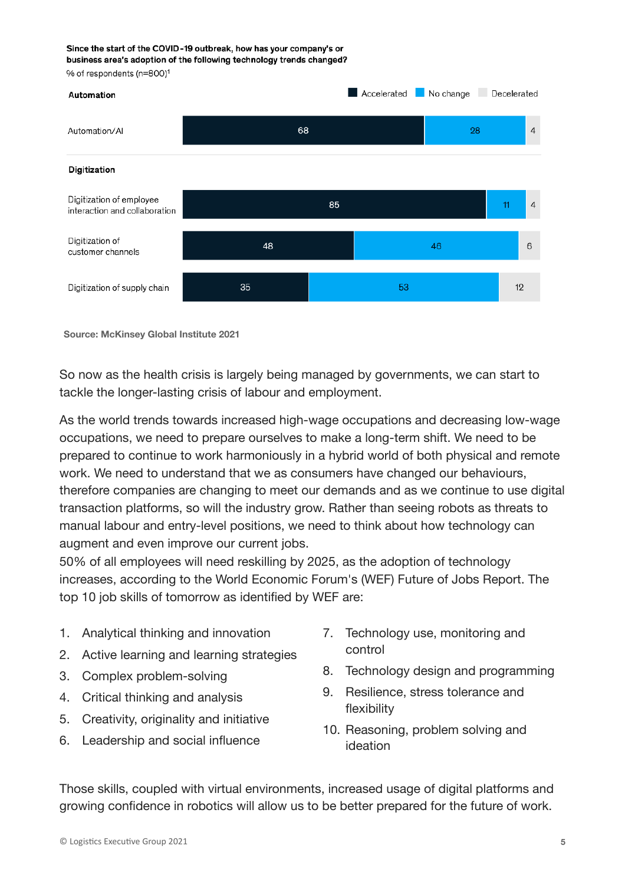**Since the start of the COVID-19 outbreak, how has your company's or business area's adoption of the following technology trends changed?**

% of respondents (n=800)[1]

| | Accelerated | No change | Decelerated |
|---|---|---|---|
| **Automation** | | | |
| Automation/AI | 68 | 28 | 4 |
| **Digitization** | | | |
| Digitization of employee interaction and collaboration | 85 | 11 | 4 |
| Digitization of customer channels | 48 | 46 | 6 |
| Digitization of supply chain | 35 | 53 | 12 |

**Source: McKinsey Global Institute 2021**

So now as the health crisis is largely being managed by governments, we can start to tackle the longer-lasting crisis of labour and employment.

As the world trends towards increased high-wage occupations and decreasing low-wage occupations, we need to prepare ourselves to make a long-term shift. We need to be prepared to continue to work harmoniously in a hybrid world of both physical and remote work. We need to understand that we as consumers have changed our behaviours, therefore companies are changing to meet our demands and as we continue to use digital transaction platforms, so will the industry grow. Rather than seeing robots as threats to manual labour and entry-level positions, we need to think about how technology can augment and even improve our current jobs.

50% of all employees will need reskilling by 2025, as the adoption of technology increases, according to the World Economic Forum's (WEF) Future of Jobs Report. The top 10 job skills of tomorrow as identified by WEF are:

1. Analytical thinking and innovation
2. Active learning and learning strategies
3. Complex problem-solving
4. Critical thinking and analysis
5. Creativity, originality and initiative
6. Leadership and social influence
7. Technology use, monitoring and control
8. Technology design and programming
9. Resilience, stress tolerance and flexibility
10. Reasoning, problem solving and ideation

Those skills, coupled with virtual environments, increased usage of digital platforms and growing confidence in robotics will allow us to be better prepared for the future of work.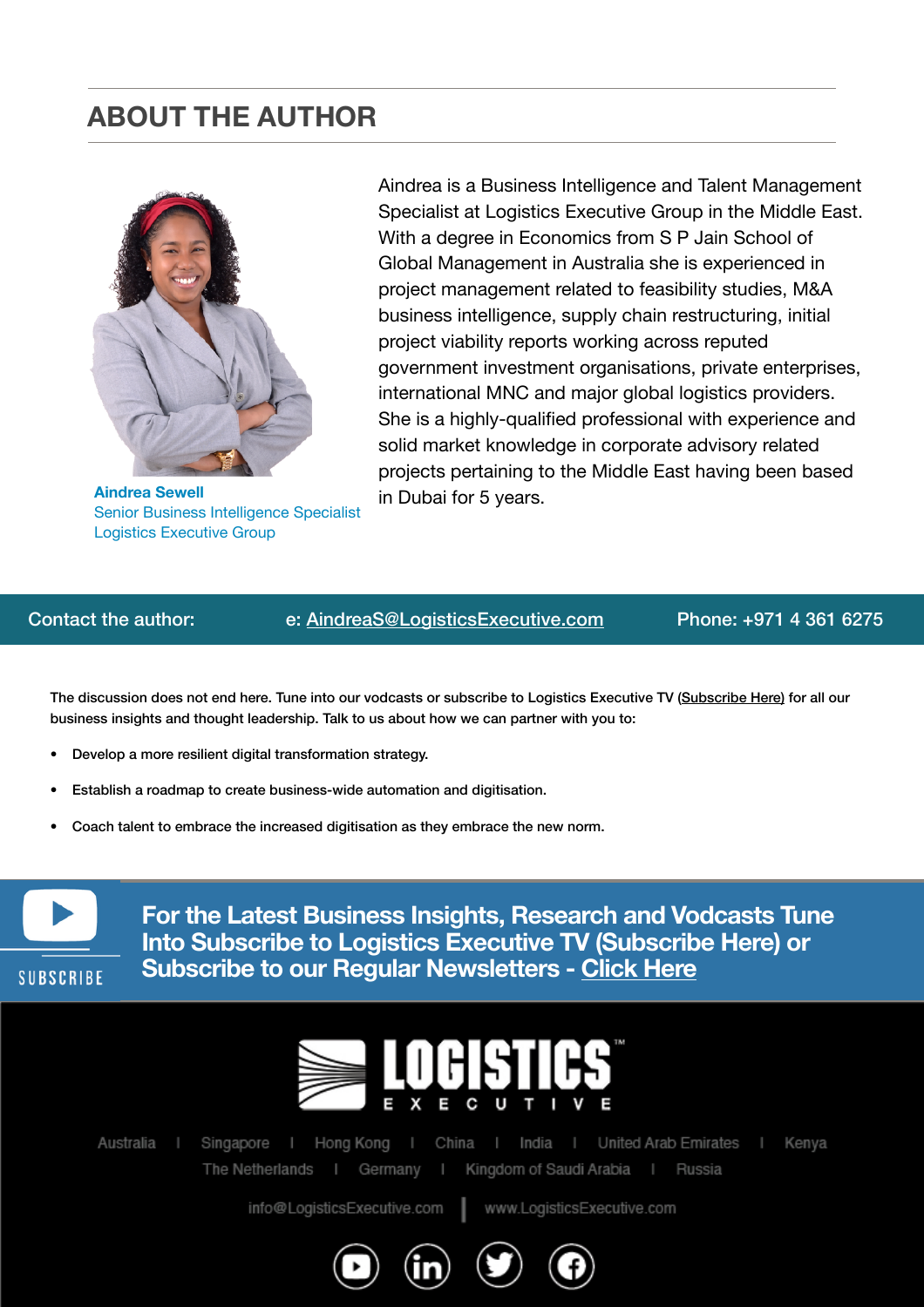## ABOUT THE AUTHOR

**Aindrea Sewell**
Senior Business Intelligence Specialist
Logistics Executive Group

Aindrea is a Business Intelligence and Talent Management Specialist at Logistics Executive Group in the Middle East. With a degree in Economics from S P Jain School of Global Management in Australia she is experienced in project management related to feasibility studies, M&A business intelligence, supply chain restructuring, initial project viability reports working across reputed government investment organisations, private enterprises, international MNC and major global logistics providers. She is a highly-qualified professional with experience and solid market knowledge in corporate advisory related projects pertaining to the Middle East having been based in Dubai for 5 years.

Contact the author: e: AindreaS@LogisticsExecutive.com Phone: +971 4 361 6275

The discussion does not end here. Tune into our vodcasts or subscribe to Logistics Executive TV (Subscribe Here) for all our business insights and thought leadership. Talk to us about how we can partner with you to:

- Develop a more resilient digital transformation strategy.
- Establish a roadmap to create business-wide automation and digitisation.
- Coach talent to embrace the increased digitisation as they embrace the new norm.

SUBSCRIBE

**For the Latest Business Insights, Research and Vodcasts Tune Into Subscribe to Logistics Executive TV (Subscribe Here) or Subscribe to our Regular Newsletters - Click Here**

LOGISTICS™ EXECUTIVE

Australia | Singapore | Hong Kong | China | India | United Arab Emirates | Kenya
The Netherlands | Germany | Kingdom of Saudi Arabia | Russia

info@LogisticsExecutive.com | www.LogisticsExecutive.com